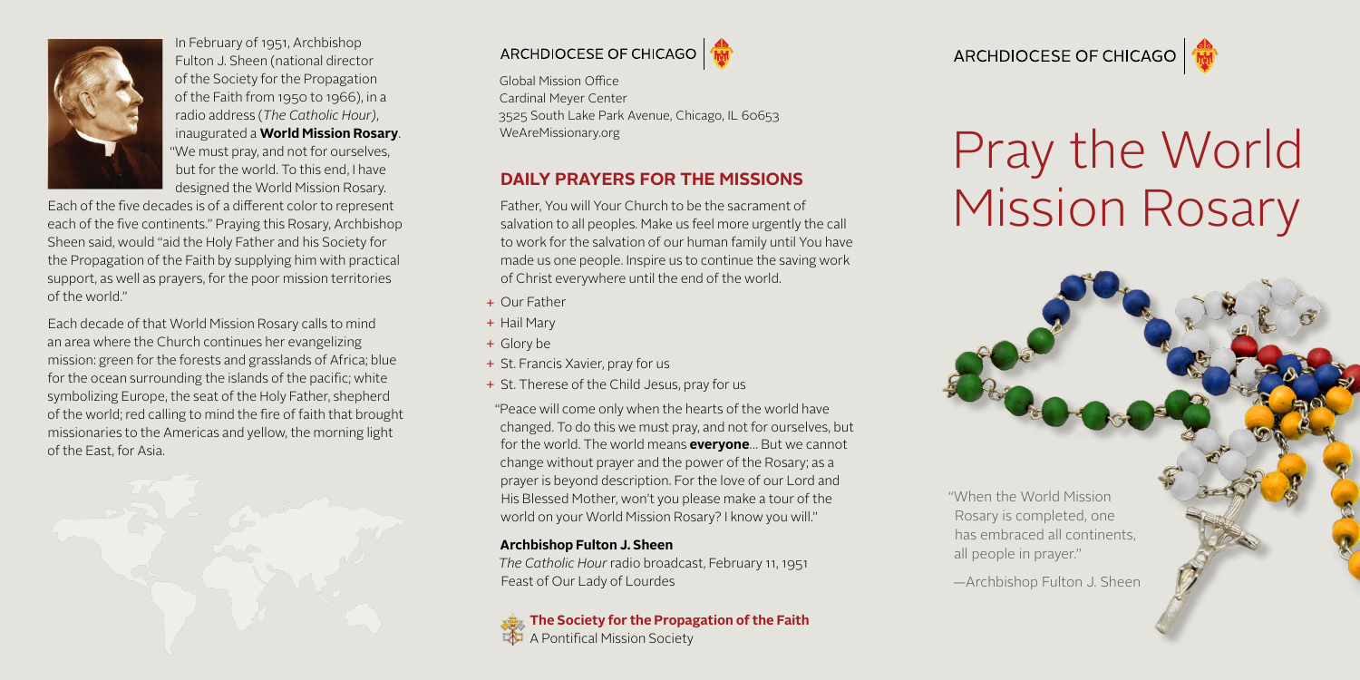In February of 1951, Archbishop Fulton J. Sheen (national director of the Society for the Propagation of the Faith from 1950 to 1966), in a radio address (*The Catholic Hour*), inaugurated a **World Mission Rosary**. "We must pray, and not for ourselves, but for the world. To this end, I have designed the World Mission Rosary. Each of the five decades is of a different color to represent each of the five continents." Praying this Rosary, Archbishop Sheen said, would "aid the Holy Father and his Society for the Propagation of the Faith by supplying him with practical support, as well as prayers, for the poor mission territories of the world."

Each decade of that World Mission Rosary calls to mind an area where the Church continues her evangelizing mission: green for the forests and grasslands of Africa; blue for the ocean surrounding the islands of the pacific; white symbolizing Europe, the seat of the Holy Father, shepherd of the world; red calling to mind the fire of faith that brought missionaries to the Americas and yellow, the morning light of the East, for Asia.

ARCHDIOCESE OF CHICAGO

Global Mission Office
Cardinal Meyer Center
3525 South Lake Park Avenue, Chicago, IL 60653
WeAreMissionary.org

## DAILY PRAYERS FOR THE MISSIONS

Father, You will Your Church to be the sacrament of salvation to all peoples. Make us feel more urgently the call to work for the salvation of our human family until You have made us one people. Inspire us to continue the saving work of Christ everywhere until the end of the world.

+ Our Father
+ Hail Mary
+ Glory be
+ St. Francis Xavier, pray for us
+ St. Therese of the Child Jesus, pray for us

"Peace will come only when the hearts of the world have changed. To do this we must pray, and not for ourselves, but for the world. The world means **everyone**... But we cannot change without prayer and the power of the Rosary; as a prayer is beyond description. For the love of our Lord and His Blessed Mother, won't you please make a tour of the world on your World Mission Rosary? I know you will."

**Archbishop Fulton J. Sheen**
*The Catholic Hour* radio broadcast, February 11, 1951
Feast of Our Lady of Lourdes

**The Society for the Propagation of the Faith**
A Pontifical Mission Society

ARCHDIOCESE OF CHICAGO

# Pray the World Mission Rosary

"When the World Mission Rosary is completed, one has embraced all continents, all people in prayer."

—Archbishop Fulton J. Sheen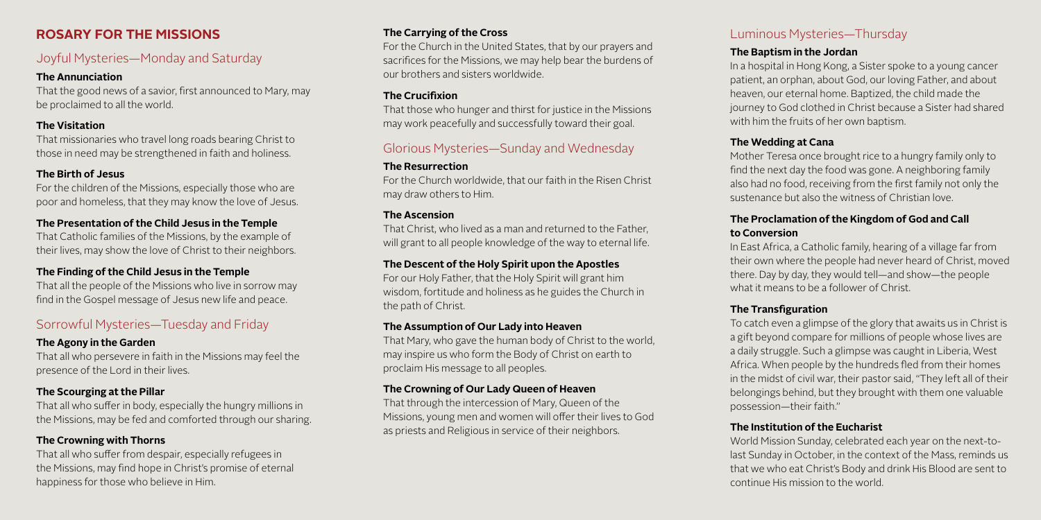# ROSARY FOR THE MISSIONS

## Joyful Mysteries—Monday and Saturday

**The Annunciation**
That the good news of a savior, first announced to Mary, may be proclaimed to all the world.

**The Visitation**
That missionaries who travel long roads bearing Christ to those in need may be strengthened in faith and holiness.

**The Birth of Jesus**
For the children of the Missions, especially those who are poor and homeless, that they may know the love of Jesus.

**The Presentation of the Child Jesus in the Temple**
That Catholic families of the Missions, by the example of their lives, may show the love of Christ to their neighbors.

**The Finding of the Child Jesus in the Temple**
That all the people of the Missions who live in sorrow may find in the Gospel message of Jesus new life and peace.

## Sorrowful Mysteries—Tuesday and Friday

**The Agony in the Garden**
That all who persevere in faith in the Missions may feel the presence of the Lord in their lives.

**The Scourging at the Pillar**
That all who suffer in body, especially the hungry millions in the Missions, may be fed and comforted through our sharing.

**The Crowning with Thorns**
That all who suffer from despair, especially refugees in the Missions, may find hope in Christ's promise of eternal happiness for those who believe in Him.

**The Carrying of the Cross**
For the Church in the United States, that by our prayers and sacrifices for the Missions, we may help bear the burdens of our brothers and sisters worldwide.

**The Crucifixion**
That those who hunger and thirst for justice in the Missions may work peacefully and successfully toward their goal.

## Glorious Mysteries—Sunday and Wednesday

**The Resurrection**
For the Church worldwide, that our faith in the Risen Christ may draw others to Him.

**The Ascension**
That Christ, who lived as a man and returned to the Father, will grant to all people knowledge of the way to eternal life.

**The Descent of the Holy Spirit upon the Apostles**
For our Holy Father, that the Holy Spirit will grant him wisdom, fortitude and holiness as he guides the Church in the path of Christ.

**The Assumption of Our Lady into Heaven**
That Mary, who gave the human body of Christ to the world, may inspire us who form the Body of Christ on earth to proclaim His message to all peoples.

**The Crowning of Our Lady Queen of Heaven**
That through the intercession of Mary, Queen of the Missions, young men and women will offer their lives to God as priests and Religious in service of their neighbors.

## Luminous Mysteries—Thursday

**The Baptism in the Jordan**
In a hospital in Hong Kong, a Sister spoke to a young cancer patient, an orphan, about God, our loving Father, and about heaven, our eternal home. Baptized, the child made the journey to God clothed in Christ because a Sister had shared with him the fruits of her own baptism.

**The Wedding at Cana**
Mother Teresa once brought rice to a hungry family only to find the next day the food was gone. A neighboring family also had no food, receiving from the first family not only the sustenance but also the witness of Christian love.

**The Proclamation of the Kingdom of God and Call to Conversion**
In East Africa, a Catholic family, hearing of a village far from their own where the people had never heard of Christ, moved there. Day by day, they would tell—and show—the people what it means to be a follower of Christ.

**The Transfiguration**
To catch even a glimpse of the glory that awaits us in Christ is a gift beyond compare for millions of people whose lives are a daily struggle. Such a glimpse was caught in Liberia, West Africa. When people by the hundreds fled from their homes in the midst of civil war, their pastor said, "They left all of their belongings behind, but they brought with them one valuable possession—their faith."

**The Institution of the Eucharist**
World Mission Sunday, celebrated each year on the next-to-last Sunday in October, in the context of the Mass, reminds us that we who eat Christ's Body and drink His Blood are sent to continue His mission to the world.